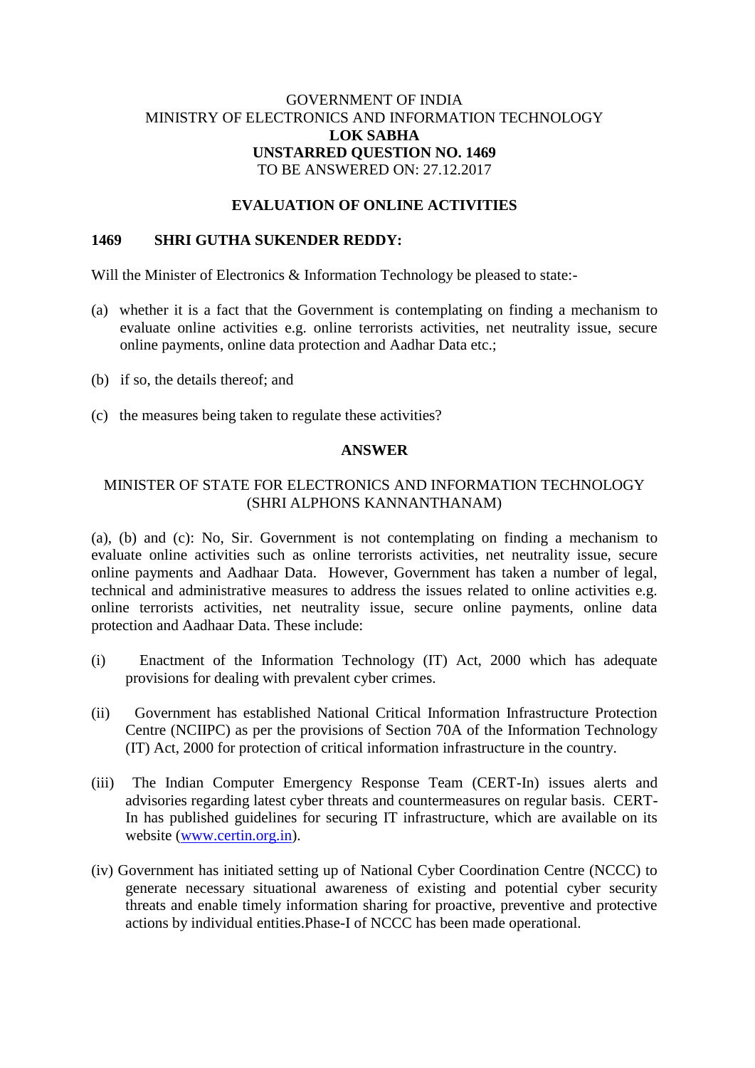GOVERNMENT OF INDIA
MINISTRY OF ELECTRONICS AND INFORMATION TECHNOLOGY
**LOK SABHA**
**UNSTARRED QUESTION NO. 1469**
TO BE ANSWERED ON: 27.12.2017

**EVALUATION OF ONLINE ACTIVITIES**

**1469 SHRI GUTHA SUKENDER REDDY:**

Will the Minister of Electronics & Information Technology be pleased to state:-

(a) whether it is a fact that the Government is contemplating on finding a mechanism to evaluate online activities e.g. online terrorists activities, net neutrality issue, secure online payments, online data protection and Aadhar Data etc.;

(b) if so, the details thereof; and

(c) the measures being taken to regulate these activities?

**ANSWER**

MINISTER OF STATE FOR ELECTRONICS AND INFORMATION TECHNOLOGY
(SHRI ALPHONS KANNANTHANAM)

(a), (b) and (c): No, Sir. Government is not contemplating on finding a mechanism to evaluate online activities such as online terrorists activities, net neutrality issue, secure online payments and Aadhaar Data. However, Government has taken a number of legal, technical and administrative measures to address the issues related to online activities e.g. online terrorists activities, net neutrality issue, secure online payments, online data protection and Aadhaar Data. These include:

(i) Enactment of the Information Technology (IT) Act, 2000 which has adequate provisions for dealing with prevalent cyber crimes.

(ii) Government has established National Critical Information Infrastructure Protection Centre (NCIIPC) as per the provisions of Section 70A of the Information Technology (IT) Act, 2000 for protection of critical information infrastructure in the country.

(iii) The Indian Computer Emergency Response Team (CERT-In) issues alerts and advisories regarding latest cyber threats and countermeasures on regular basis. CERT-In has published guidelines for securing IT infrastructure, which are available on its website (www.certin.org.in).

(iv) Government has initiated setting up of National Cyber Coordination Centre (NCCC) to generate necessary situational awareness of existing and potential cyber security threats and enable timely information sharing for proactive, preventive and protective actions by individual entities.Phase-I of NCCC has been made operational.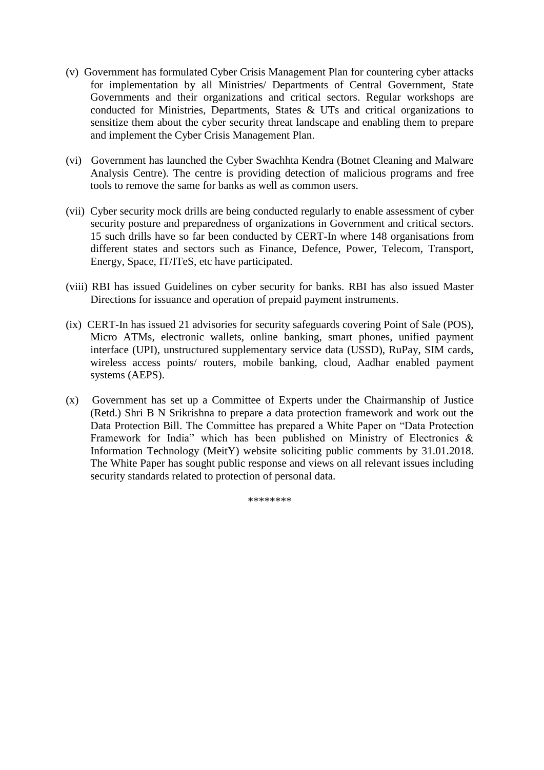(v) Government has formulated Cyber Crisis Management Plan for countering cyber attacks for implementation by all Ministries/ Departments of Central Government, State Governments and their organizations and critical sectors. Regular workshops are conducted for Ministries, Departments, States & UTs and critical organizations to sensitize them about the cyber security threat landscape and enabling them to prepare and implement the Cyber Crisis Management Plan.

(vi) Government has launched the Cyber Swachhta Kendra (Botnet Cleaning and Malware Analysis Centre). The centre is providing detection of malicious programs and free tools to remove the same for banks as well as common users.

(vii) Cyber security mock drills are being conducted regularly to enable assessment of cyber security posture and preparedness of organizations in Government and critical sectors. 15 such drills have so far been conducted by CERT-In where 148 organisations from different states and sectors such as Finance, Defence, Power, Telecom, Transport, Energy, Space, IT/ITeS, etc have participated.

(viii) RBI has issued Guidelines on cyber security for banks. RBI has also issued Master Directions for issuance and operation of prepaid payment instruments.

(ix) CERT-In has issued 21 advisories for security safeguards covering Point of Sale (POS), Micro ATMs, electronic wallets, online banking, smart phones, unified payment interface (UPI), unstructured supplementary service data (USSD), RuPay, SIM cards, wireless access points/ routers, mobile banking, cloud, Aadhar enabled payment systems (AEPS).

(x) Government has set up a Committee of Experts under the Chairmanship of Justice (Retd.) Shri B N Srikrishna to prepare a data protection framework and work out the Data Protection Bill. The Committee has prepared a White Paper on "Data Protection Framework for India" which has been published on Ministry of Electronics & Information Technology (MeitY) website soliciting public comments by 31.01.2018. The White Paper has sought public response and views on all relevant issues including security standards related to protection of personal data.

********